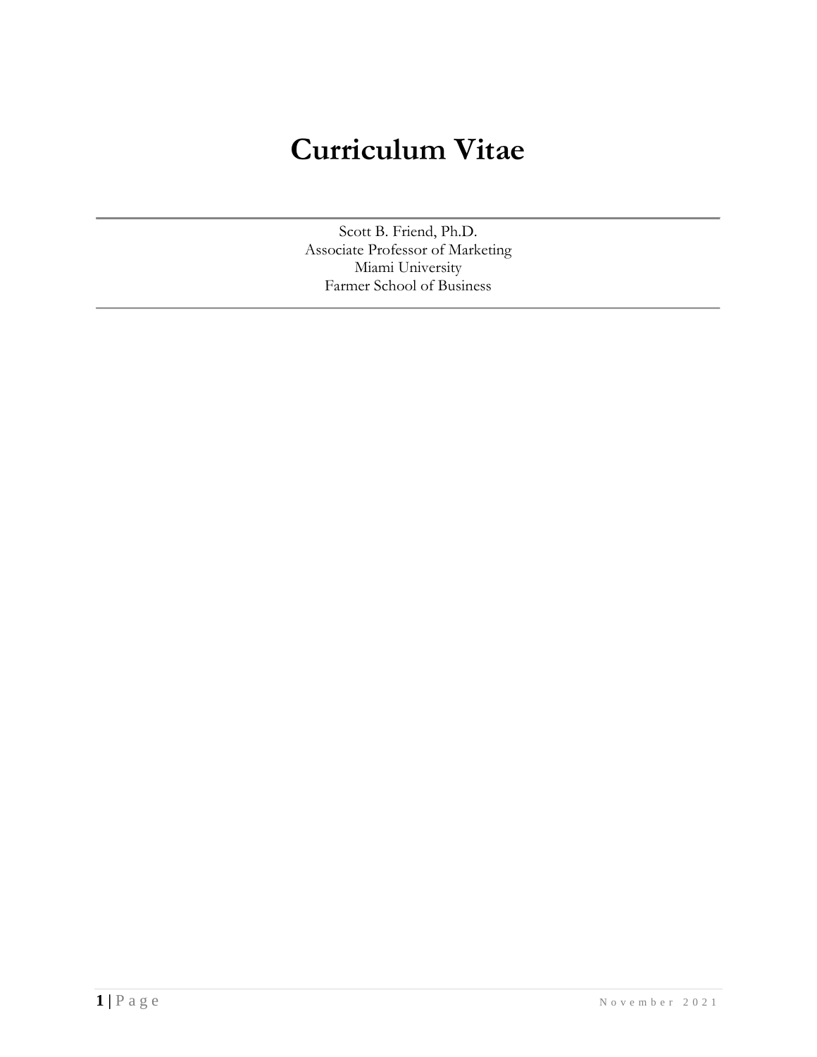# Curriculum Vitae

Scott B. Friend, Ph.D.
Associate Professor of Marketing
Miami University
Farmer School of Business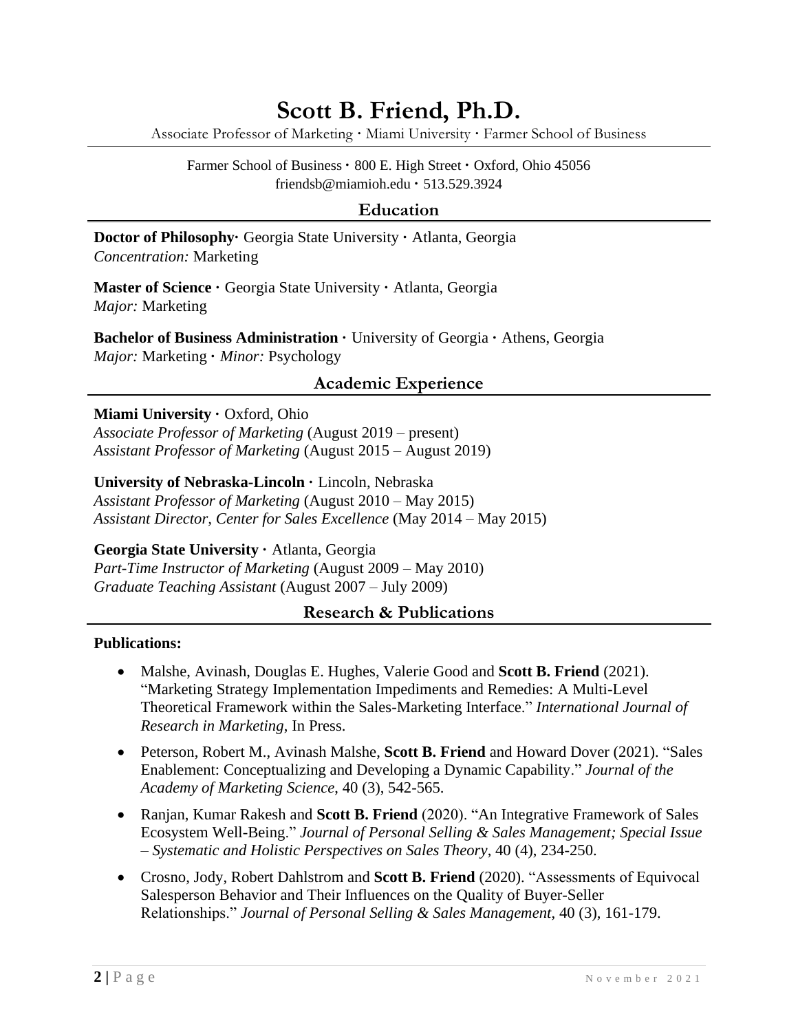# Scott B. Friend, Ph.D.

Associate Professor of Marketing · Miami University · Farmer School of Business

Farmer School of Business · 800 E. High Street · Oxford, Ohio 45056
friendsb@miamioh.edu · 513.529.3924

## Education

**Doctor of Philosophy·** Georgia State University · Atlanta, Georgia
*Concentration:* Marketing

**Master of Science ·** Georgia State University · Atlanta, Georgia
*Major:* Marketing

**Bachelor of Business Administration ·** University of Georgia · Athens, Georgia
*Major:* Marketing · *Minor:* Psychology

## Academic Experience

**Miami University ·** Oxford, Ohio
*Associate Professor of Marketing* (August 2019 – present)
*Assistant Professor of Marketing* (August 2015 – August 2019)

**University of Nebraska-Lincoln ·** Lincoln, Nebraska
*Assistant Professor of Marketing* (August 2010 – May 2015)
*Assistant Director, Center for Sales Excellence* (May 2014 – May 2015)

**Georgia State University ·** Atlanta, Georgia
*Part-Time Instructor of Marketing* (August 2009 – May 2010)
*Graduate Teaching Assistant* (August 2007 – July 2009)

## Research & Publications

**Publications:**

- Malshe, Avinash, Douglas E. Hughes, Valerie Good and **Scott B. Friend** (2021). "Marketing Strategy Implementation Impediments and Remedies: A Multi-Level Theoretical Framework within the Sales-Marketing Interface." *International Journal of Research in Marketing*, In Press.
- Peterson, Robert M., Avinash Malshe, **Scott B. Friend** and Howard Dover (2021). "Sales Enablement: Conceptualizing and Developing a Dynamic Capability." *Journal of the Academy of Marketing Science*, 40 (3), 542-565.
- Ranjan, Kumar Rakesh and **Scott B. Friend** (2020). "An Integrative Framework of Sales Ecosystem Well-Being." *Journal of Personal Selling & Sales Management; Special Issue – Systematic and Holistic Perspectives on Sales Theory*, 40 (4), 234-250.
- Crosno, Jody, Robert Dahlstrom and **Scott B. Friend** (2020). "Assessments of Equivocal Salesperson Behavior and Their Influences on the Quality of Buyer-Seller Relationships." *Journal of Personal Selling & Sales Management*, 40 (3), 161-179.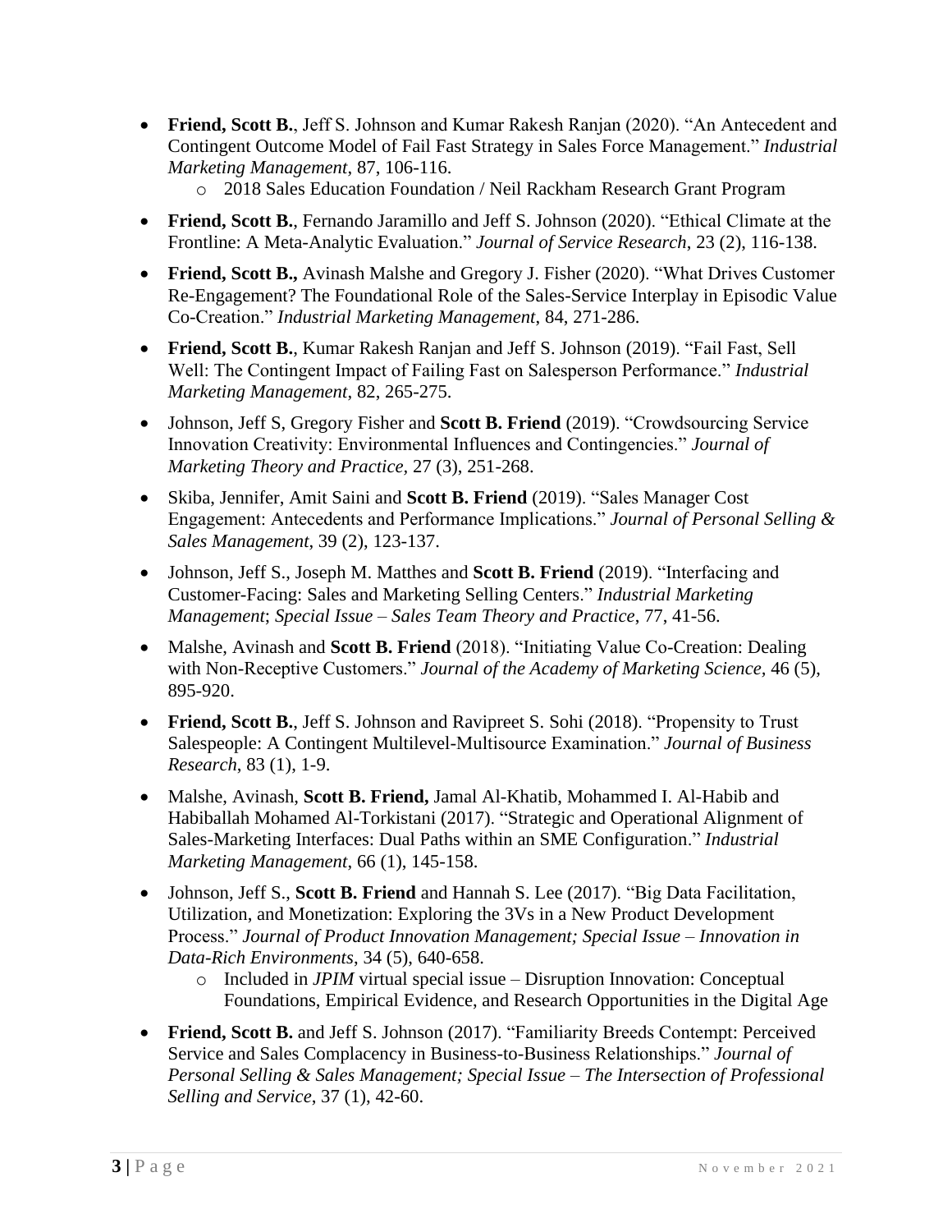- **Friend, Scott B.**, Jeff S. Johnson and Kumar Rakesh Ranjan (2020). "An Antecedent and Contingent Outcome Model of Fail Fast Strategy in Sales Force Management." *Industrial Marketing Management*, 87, 106-116.
    - 2018 Sales Education Foundation / Neil Rackham Research Grant Program
- **Friend, Scott B.**, Fernando Jaramillo and Jeff S. Johnson (2020). "Ethical Climate at the Frontline: A Meta-Analytic Evaluation." *Journal of Service Research*, 23 (2), 116-138.
- **Friend, Scott B.,** Avinash Malshe and Gregory J. Fisher (2020). "What Drives Customer Re-Engagement? The Foundational Role of the Sales-Service Interplay in Episodic Value Co-Creation." *Industrial Marketing Management*, 84, 271-286.
- **Friend, Scott B.**, Kumar Rakesh Ranjan and Jeff S. Johnson (2019). "Fail Fast, Sell Well: The Contingent Impact of Failing Fast on Salesperson Performance." *Industrial Marketing Management*, 82, 265-275.
- Johnson, Jeff S, Gregory Fisher and **Scott B. Friend** (2019). "Crowdsourcing Service Innovation Creativity: Environmental Influences and Contingencies." *Journal of Marketing Theory and Practice*, 27 (3), 251-268.
- Skiba, Jennifer, Amit Saini and **Scott B. Friend** (2019). "Sales Manager Cost Engagement: Antecedents and Performance Implications." *Journal of Personal Selling & Sales Management*, 39 (2), 123-137.
- Johnson, Jeff S., Joseph M. Matthes and **Scott B. Friend** (2019). "Interfacing and Customer-Facing: Sales and Marketing Selling Centers." *Industrial Marketing Management*; *Special Issue – Sales Team Theory and Practice*, 77, 41-56.
- Malshe, Avinash and **Scott B. Friend** (2018). "Initiating Value Co-Creation: Dealing with Non-Receptive Customers." *Journal of the Academy of Marketing Science,* 46 (5), 895-920.
- **Friend, Scott B.**, Jeff S. Johnson and Ravipreet S. Sohi (2018). "Propensity to Trust Salespeople: A Contingent Multilevel-Multisource Examination." *Journal of Business Research*, 83 (1), 1-9.
- Malshe, Avinash, **Scott B. Friend,** Jamal Al-Khatib, Mohammed I. Al-Habib and Habiballah Mohamed Al-Torkistani (2017). "Strategic and Operational Alignment of Sales-Marketing Interfaces: Dual Paths within an SME Configuration." *Industrial Marketing Management*, 66 (1), 145-158.
- Johnson, Jeff S., **Scott B. Friend** and Hannah S. Lee (2017). "Big Data Facilitation, Utilization, and Monetization: Exploring the 3Vs in a New Product Development Process." *Journal of Product Innovation Management; Special Issue – Innovation in Data-Rich Environments*, 34 (5), 640-658.
    - Included in *JPIM* virtual special issue – Disruption Innovation: Conceptual Foundations, Empirical Evidence, and Research Opportunities in the Digital Age
- **Friend, Scott B.** and Jeff S. Johnson (2017). "Familiarity Breeds Contempt: Perceived Service and Sales Complacency in Business-to-Business Relationships." *Journal of Personal Selling & Sales Management; Special Issue – The Intersection of Professional Selling and Service*, 37 (1), 42-60.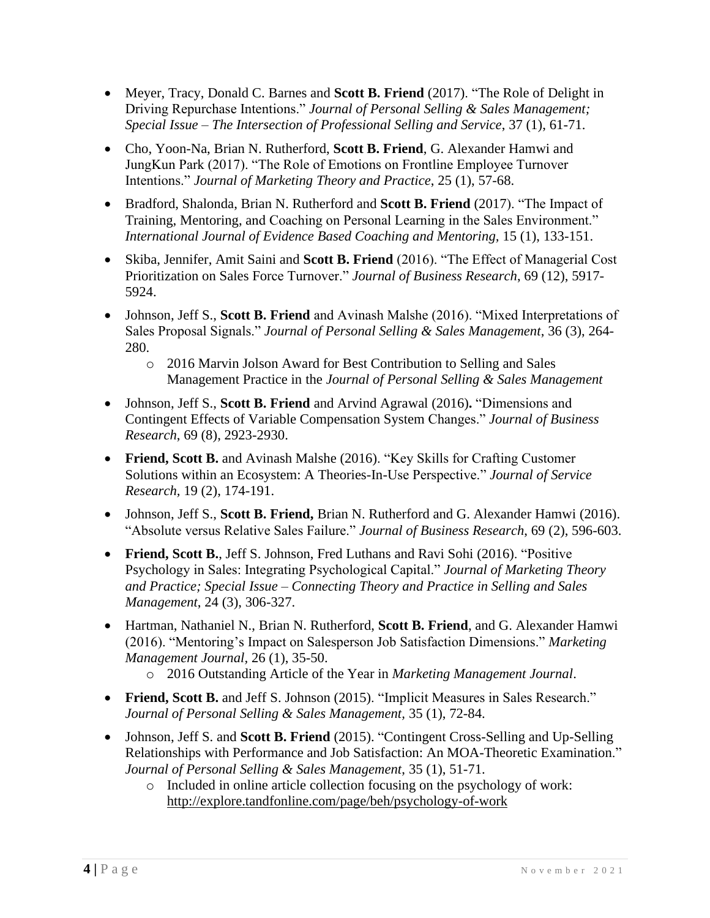- Meyer, Tracy, Donald C. Barnes and **Scott B. Friend** (2017). "The Role of Delight in Driving Repurchase Intentions." *Journal of Personal Selling & Sales Management; Special Issue – The Intersection of Professional Selling and Service*, 37 (1), 61-71.
- Cho, Yoon-Na, Brian N. Rutherford, **Scott B. Friend**, G. Alexander Hamwi and JungKun Park (2017). "The Role of Emotions on Frontline Employee Turnover Intentions." *Journal of Marketing Theory and Practice*, 25 (1), 57-68.
- Bradford, Shalonda, Brian N. Rutherford and **Scott B. Friend** (2017). "The Impact of Training, Mentoring, and Coaching on Personal Learning in the Sales Environment." *International Journal of Evidence Based Coaching and Mentoring*, 15 (1), 133-151.
- Skiba, Jennifer, Amit Saini and **Scott B. Friend** (2016). "The Effect of Managerial Cost Prioritization on Sales Force Turnover." *Journal of Business Research*, 69 (12), 5917-5924.
- Johnson, Jeff S., **Scott B. Friend** and Avinash Malshe (2016). "Mixed Interpretations of Sales Proposal Signals." *Journal of Personal Selling & Sales Management*, 36 (3), 264-280.
  - 2016 Marvin Jolson Award for Best Contribution to Selling and Sales Management Practice in the *Journal of Personal Selling & Sales Management*
- Johnson, Jeff S., **Scott B. Friend** and Arvind Agrawal (2016). "Dimensions and Contingent Effects of Variable Compensation System Changes." *Journal of Business Research*, 69 (8), 2923-2930.
- **Friend, Scott B.** and Avinash Malshe (2016). "Key Skills for Crafting Customer Solutions within an Ecosystem: A Theories-In-Use Perspective." *Journal of Service Research*, 19 (2), 174-191.
- Johnson, Jeff S., **Scott B. Friend,** Brian N. Rutherford and G. Alexander Hamwi (2016). "Absolute versus Relative Sales Failure." *Journal of Business Research*, 69 (2), 596-603.
- **Friend, Scott B.**, Jeff S. Johnson, Fred Luthans and Ravi Sohi (2016). "Positive Psychology in Sales: Integrating Psychological Capital." *Journal of Marketing Theory and Practice; Special Issue – Connecting Theory and Practice in Selling and Sales Management*, 24 (3), 306-327.
- Hartman, Nathaniel N., Brian N. Rutherford, **Scott B. Friend**, and G. Alexander Hamwi (2016). "Mentoring's Impact on Salesperson Job Satisfaction Dimensions." *Marketing Management Journal*, 26 (1), 35-50.
  - 2016 Outstanding Article of the Year in *Marketing Management Journal*.
- **Friend, Scott B.** and Jeff S. Johnson (2015). "Implicit Measures in Sales Research." *Journal of Personal Selling & Sales Management*, 35 (1), 72-84.
- Johnson, Jeff S. and **Scott B. Friend** (2015). "Contingent Cross-Selling and Up-Selling Relationships with Performance and Job Satisfaction: An MOA-Theoretic Examination." *Journal of Personal Selling & Sales Management*, 35 (1), 51-71.
  - Included in online article collection focusing on the psychology of work: http://explore.tandfonline.com/page/beh/psychology-of-work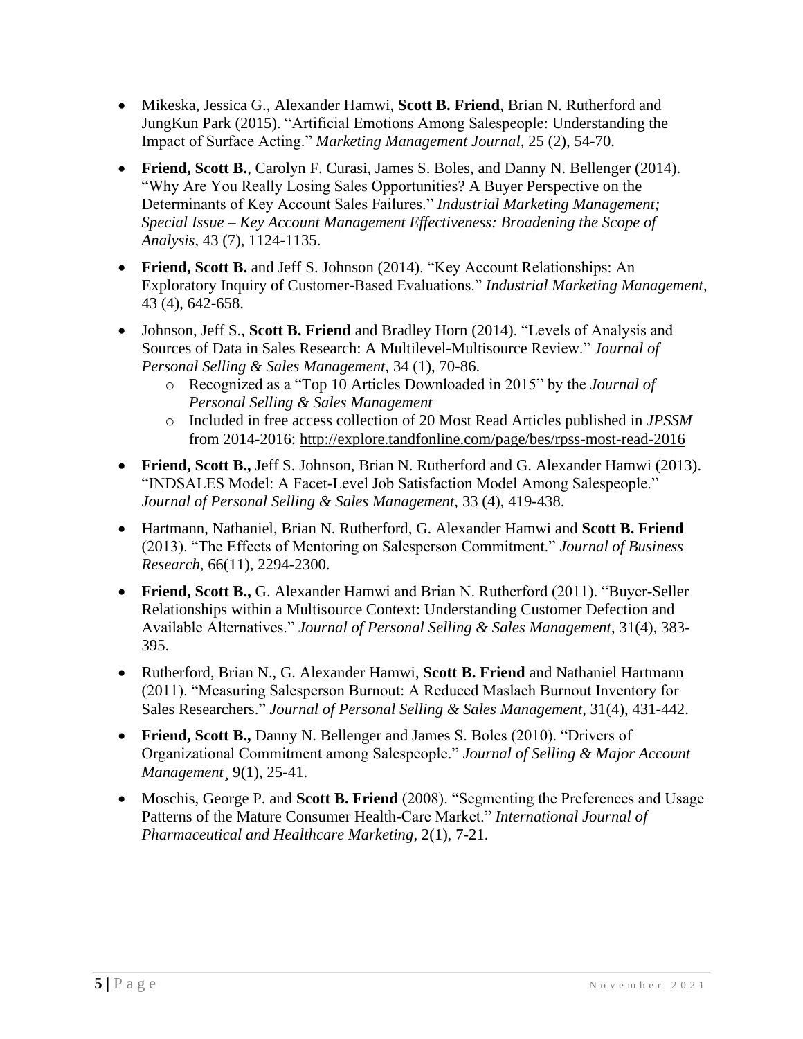- Mikeska, Jessica G., Alexander Hamwi, **Scott B. Friend**, Brian N. Rutherford and JungKun Park (2015). "Artificial Emotions Among Salespeople: Understanding the Impact of Surface Acting." *Marketing Management Journal*, 25 (2), 54-70.
- **Friend, Scott B.**, Carolyn F. Curasi, James S. Boles, and Danny N. Bellenger (2014). "Why Are You Really Losing Sales Opportunities? A Buyer Perspective on the Determinants of Key Account Sales Failures." *Industrial Marketing Management; Special Issue – Key Account Management Effectiveness: Broadening the Scope of Analysis*, 43 (7), 1124-1135.
- **Friend, Scott B.** and Jeff S. Johnson (2014). "Key Account Relationships: An Exploratory Inquiry of Customer-Based Evaluations." *Industrial Marketing Management*, 43 (4), 642-658.
- Johnson, Jeff S., **Scott B. Friend** and Bradley Horn (2014). "Levels of Analysis and Sources of Data in Sales Research: A Multilevel-Multisource Review." *Journal of Personal Selling & Sales Management*, 34 (1), 70-86.
    - Recognized as a "Top 10 Articles Downloaded in 2015" by the *Journal of Personal Selling & Sales Management*
    - Included in free access collection of 20 Most Read Articles published in *JPSSM* from 2014-2016: http://explore.tandfonline.com/page/bes/rpss-most-read-2016
- **Friend, Scott B.,** Jeff S. Johnson, Brian N. Rutherford and G. Alexander Hamwi (2013). "INDSALES Model: A Facet-Level Job Satisfaction Model Among Salespeople." *Journal of Personal Selling & Sales Management,* 33 (4), 419-438.
- Hartmann, Nathaniel, Brian N. Rutherford, G. Alexander Hamwi and **Scott B. Friend** (2013). "The Effects of Mentoring on Salesperson Commitment." *Journal of Business Research*, 66(11), 2294-2300.
- **Friend, Scott B.,** G. Alexander Hamwi and Brian N. Rutherford (2011). "Buyer-Seller Relationships within a Multisource Context: Understanding Customer Defection and Available Alternatives." *Journal of Personal Selling & Sales Management*, 31(4), 383-395.
- Rutherford, Brian N., G. Alexander Hamwi, **Scott B. Friend** and Nathaniel Hartmann (2011). "Measuring Salesperson Burnout: A Reduced Maslach Burnout Inventory for Sales Researchers." *Journal of Personal Selling & Sales Management*, 31(4), 431-442.
- **Friend, Scott B.,** Danny N. Bellenger and James S. Boles (2010). "Drivers of Organizational Commitment among Salespeople." *Journal of Selling & Major Account Management*¸ 9(1), 25-41.
- Moschis, George P. and **Scott B. Friend** (2008). "Segmenting the Preferences and Usage Patterns of the Mature Consumer Health-Care Market." *International Journal of Pharmaceutical and Healthcare Marketing*, 2(1), 7-21.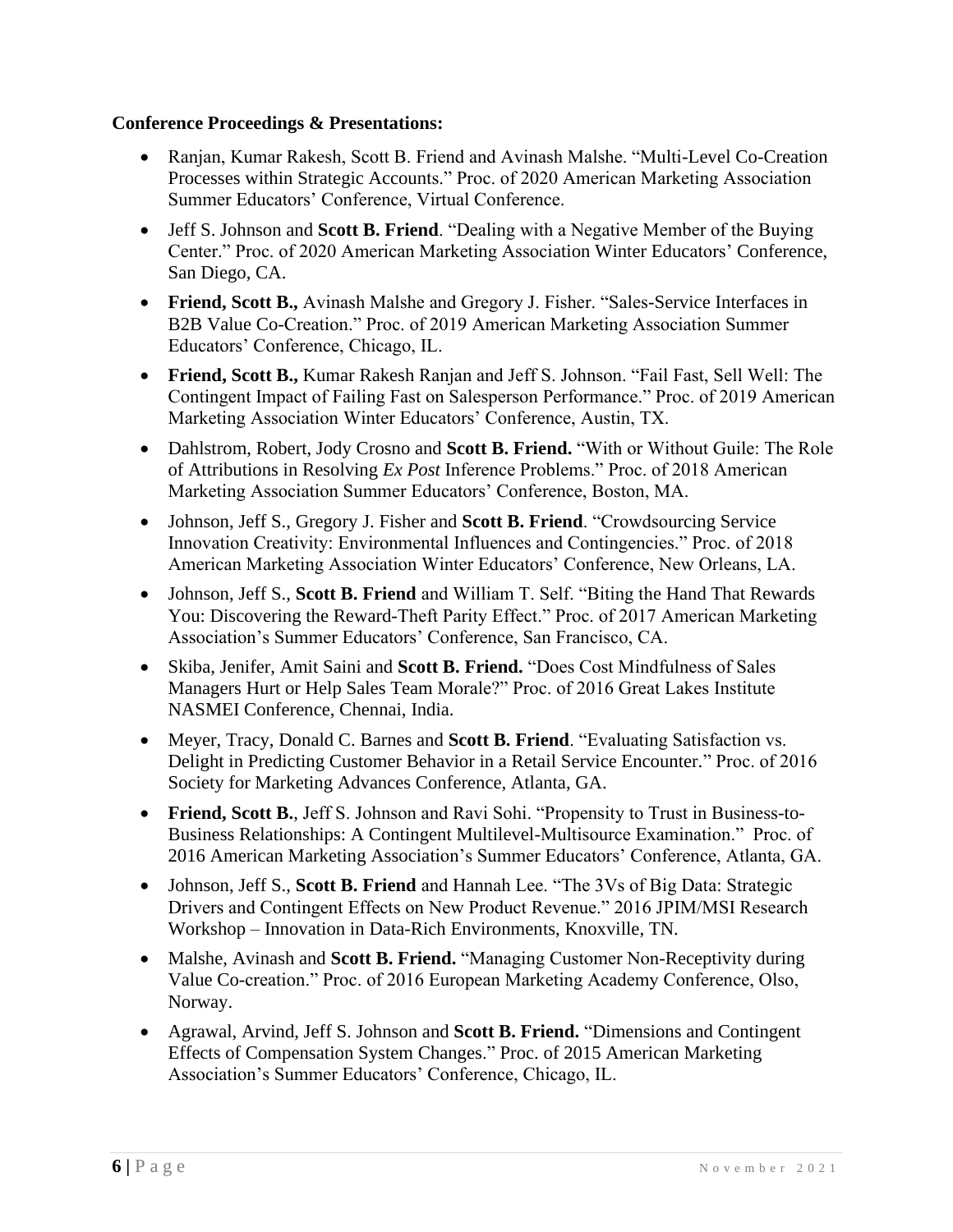**Conference Proceedings & Presentations:**

- Ranjan, Kumar Rakesh, Scott B. Friend and Avinash Malshe. "Multi-Level Co-Creation Processes within Strategic Accounts." Proc. of 2020 American Marketing Association Summer Educators' Conference, Virtual Conference.
- Jeff S. Johnson and **Scott B. Friend**. "Dealing with a Negative Member of the Buying Center." Proc. of 2020 American Marketing Association Winter Educators' Conference, San Diego, CA.
- **Friend, Scott B.,** Avinash Malshe and Gregory J. Fisher. "Sales-Service Interfaces in B2B Value Co-Creation." Proc. of 2019 American Marketing Association Summer Educators' Conference, Chicago, IL.
- **Friend, Scott B.,** Kumar Rakesh Ranjan and Jeff S. Johnson. "Fail Fast, Sell Well: The Contingent Impact of Failing Fast on Salesperson Performance." Proc. of 2019 American Marketing Association Winter Educators' Conference, Austin, TX.
- Dahlstrom, Robert, Jody Crosno and **Scott B. Friend.** "With or Without Guile: The Role of Attributions in Resolving *Ex Post* Inference Problems." Proc. of 2018 American Marketing Association Summer Educators' Conference, Boston, MA.
- Johnson, Jeff S., Gregory J. Fisher and **Scott B. Friend**. "Crowdsourcing Service Innovation Creativity: Environmental Influences and Contingencies." Proc. of 2018 American Marketing Association Winter Educators' Conference, New Orleans, LA.
- Johnson, Jeff S., **Scott B. Friend** and William T. Self. "Biting the Hand That Rewards You: Discovering the Reward-Theft Parity Effect." Proc. of 2017 American Marketing Association's Summer Educators' Conference, San Francisco, CA.
- Skiba, Jenifer, Amit Saini and **Scott B. Friend.** "Does Cost Mindfulness of Sales Managers Hurt or Help Sales Team Morale?" Proc. of 2016 Great Lakes Institute NASMEI Conference, Chennai, India.
- Meyer, Tracy, Donald C. Barnes and **Scott B. Friend**. "Evaluating Satisfaction vs. Delight in Predicting Customer Behavior in a Retail Service Encounter." Proc. of 2016 Society for Marketing Advances Conference, Atlanta, GA.
- **Friend, Scott B.**, Jeff S. Johnson and Ravi Sohi. "Propensity to Trust in Business-to-Business Relationships: A Contingent Multilevel-Multisource Examination." Proc. of 2016 American Marketing Association's Summer Educators' Conference, Atlanta, GA.
- Johnson, Jeff S., **Scott B. Friend** and Hannah Lee. "The 3Vs of Big Data: Strategic Drivers and Contingent Effects on New Product Revenue." 2016 JPIM/MSI Research Workshop – Innovation in Data-Rich Environments, Knoxville, TN.
- Malshe, Avinash and **Scott B. Friend.** "Managing Customer Non-Receptivity during Value Co-creation." Proc. of 2016 European Marketing Academy Conference, Olso, Norway.
- Agrawal, Arvind, Jeff S. Johnson and **Scott B. Friend.** "Dimensions and Contingent Effects of Compensation System Changes." Proc. of 2015 American Marketing Association's Summer Educators' Conference, Chicago, IL.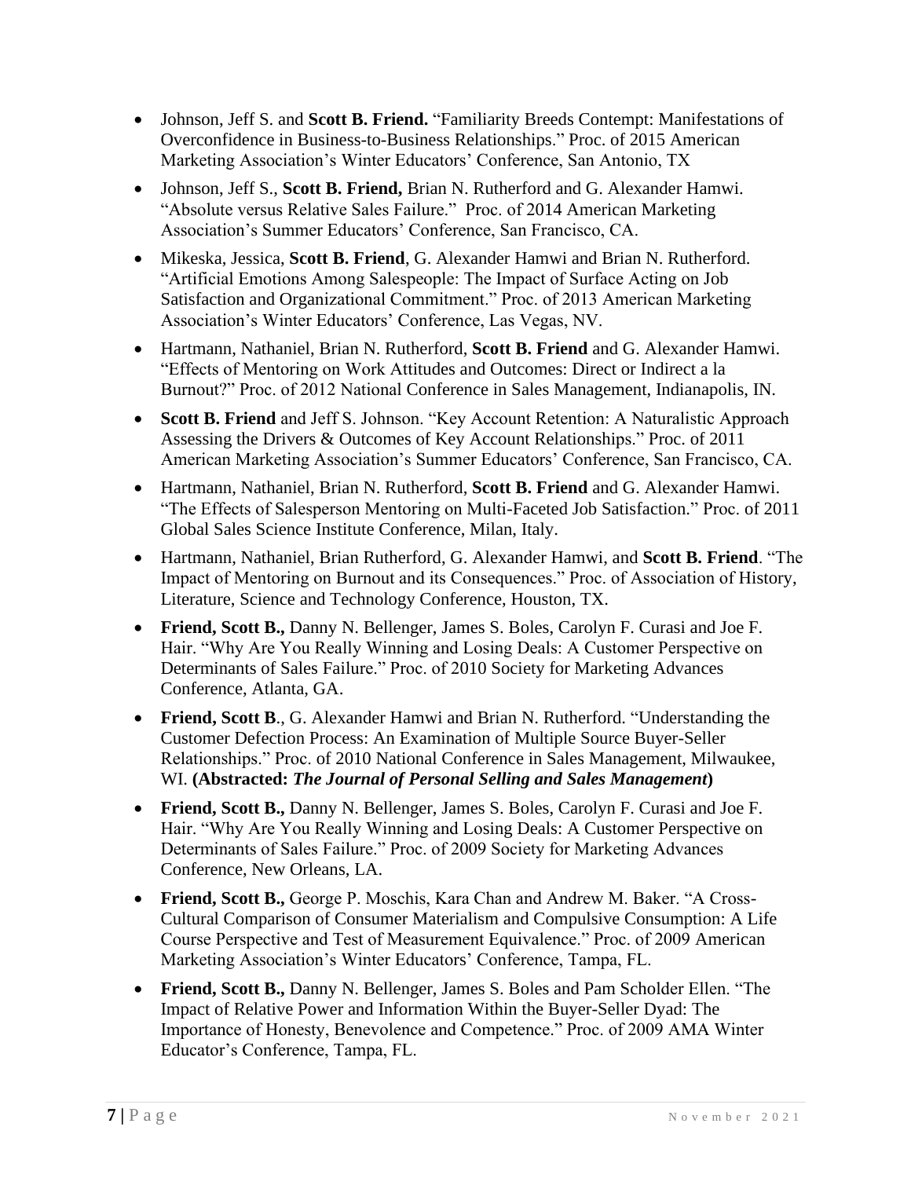- Johnson, Jeff S. and **Scott B. Friend.** "Familiarity Breeds Contempt: Manifestations of Overconfidence in Business-to-Business Relationships." Proc. of 2015 American Marketing Association's Winter Educators' Conference, San Antonio, TX
- Johnson, Jeff S., **Scott B. Friend,** Brian N. Rutherford and G. Alexander Hamwi. "Absolute versus Relative Sales Failure." Proc. of 2014 American Marketing Association's Summer Educators' Conference, San Francisco, CA.
- Mikeska, Jessica, **Scott B. Friend**, G. Alexander Hamwi and Brian N. Rutherford. "Artificial Emotions Among Salespeople: The Impact of Surface Acting on Job Satisfaction and Organizational Commitment." Proc. of 2013 American Marketing Association's Winter Educators' Conference, Las Vegas, NV.
- Hartmann, Nathaniel, Brian N. Rutherford, **Scott B. Friend** and G. Alexander Hamwi. "Effects of Mentoring on Work Attitudes and Outcomes: Direct or Indirect a la Burnout?" Proc. of 2012 National Conference in Sales Management, Indianapolis, IN.
- **Scott B. Friend** and Jeff S. Johnson. "Key Account Retention: A Naturalistic Approach Assessing the Drivers & Outcomes of Key Account Relationships." Proc. of 2011 American Marketing Association's Summer Educators' Conference, San Francisco, CA.
- Hartmann, Nathaniel, Brian N. Rutherford, **Scott B. Friend** and G. Alexander Hamwi. "The Effects of Salesperson Mentoring on Multi-Faceted Job Satisfaction." Proc. of 2011 Global Sales Science Institute Conference, Milan, Italy.
- Hartmann, Nathaniel, Brian Rutherford, G. Alexander Hamwi, and **Scott B. Friend**. "The Impact of Mentoring on Burnout and its Consequences." Proc. of Association of History, Literature, Science and Technology Conference, Houston, TX.
- **Friend, Scott B.,** Danny N. Bellenger, James S. Boles, Carolyn F. Curasi and Joe F. Hair. "Why Are You Really Winning and Losing Deals: A Customer Perspective on Determinants of Sales Failure." Proc. of 2010 Society for Marketing Advances Conference, Atlanta, GA.
- **Friend, Scott B**., G. Alexander Hamwi and Brian N. Rutherford. "Understanding the Customer Defection Process: An Examination of Multiple Source Buyer-Seller Relationships." Proc. of 2010 National Conference in Sales Management, Milwaukee, WI. **(Abstracted: *The Journal of Personal Selling and Sales Management*)**
- **Friend, Scott B.,** Danny N. Bellenger, James S. Boles, Carolyn F. Curasi and Joe F. Hair. "Why Are You Really Winning and Losing Deals: A Customer Perspective on Determinants of Sales Failure." Proc. of 2009 Society for Marketing Advances Conference, New Orleans, LA.
- **Friend, Scott B.,** George P. Moschis, Kara Chan and Andrew M. Baker. "A Cross-Cultural Comparison of Consumer Materialism and Compulsive Consumption: A Life Course Perspective and Test of Measurement Equivalence." Proc. of 2009 American Marketing Association's Winter Educators' Conference, Tampa, FL.
- **Friend, Scott B.,** Danny N. Bellenger, James S. Boles and Pam Scholder Ellen. "The Impact of Relative Power and Information Within the Buyer-Seller Dyad: The Importance of Honesty, Benevolence and Competence." Proc. of 2009 AMA Winter Educator's Conference, Tampa, FL.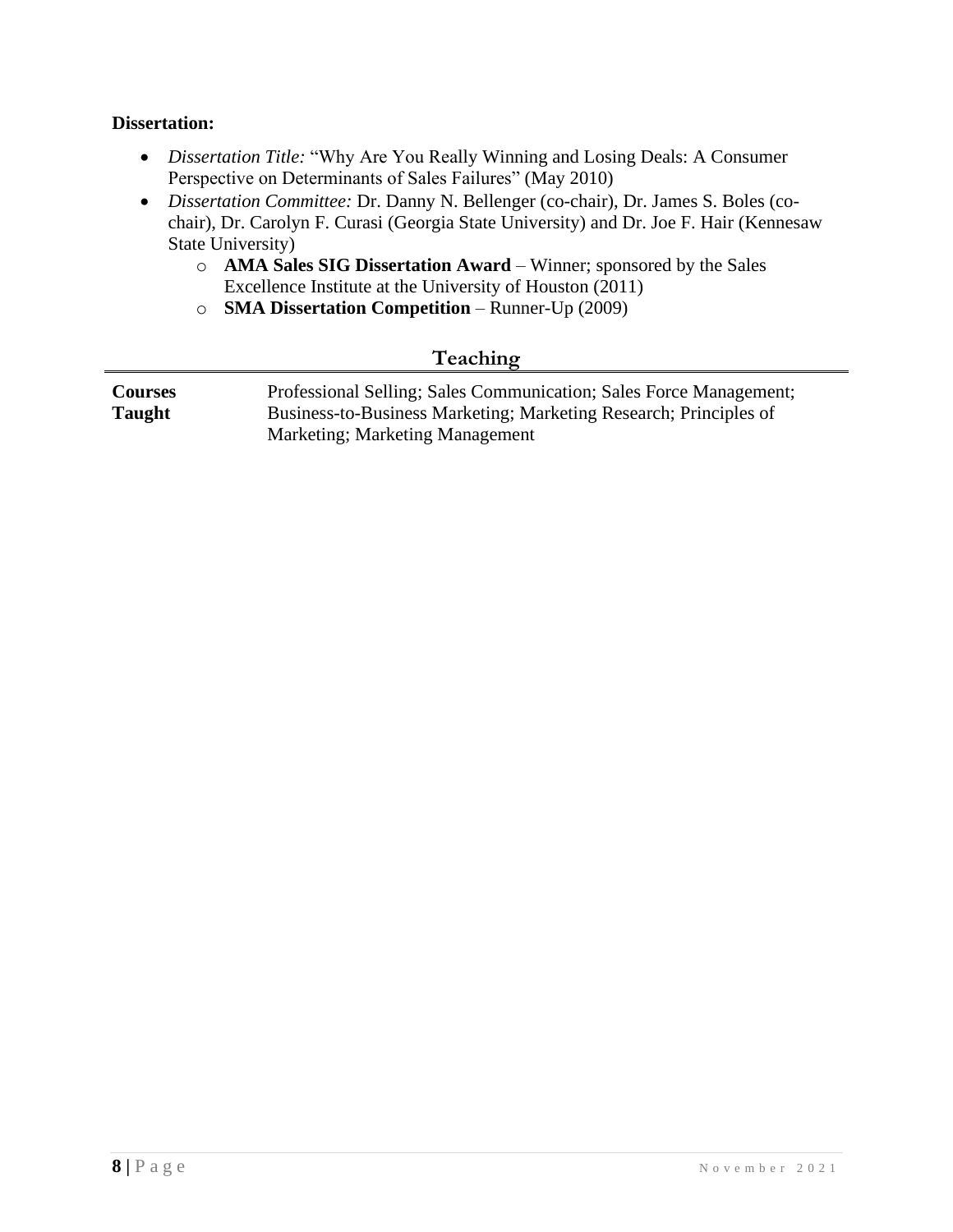**Dissertation:**

- *Dissertation Title:* "Why Are You Really Winning and Losing Deals: A Consumer Perspective on Determinants of Sales Failures" (May 2010)
- *Dissertation Committee:* Dr. Danny N. Bellenger (co-chair), Dr. James S. Boles (co-chair), Dr. Carolyn F. Curasi (Georgia State University) and Dr. Joe F. Hair (Kennesaw State University)
  - **AMA Sales SIG Dissertation Award** – Winner; sponsored by the Sales Excellence Institute at the University of Houston (2011)
  - **SMA Dissertation Competition** – Runner-Up (2009)

## Teaching

| **Courses Taught** | Professional Selling; Sales Communication; Sales Force Management; Business-to-Business Marketing; Marketing Research; Principles of Marketing; Marketing Management |
|---|---|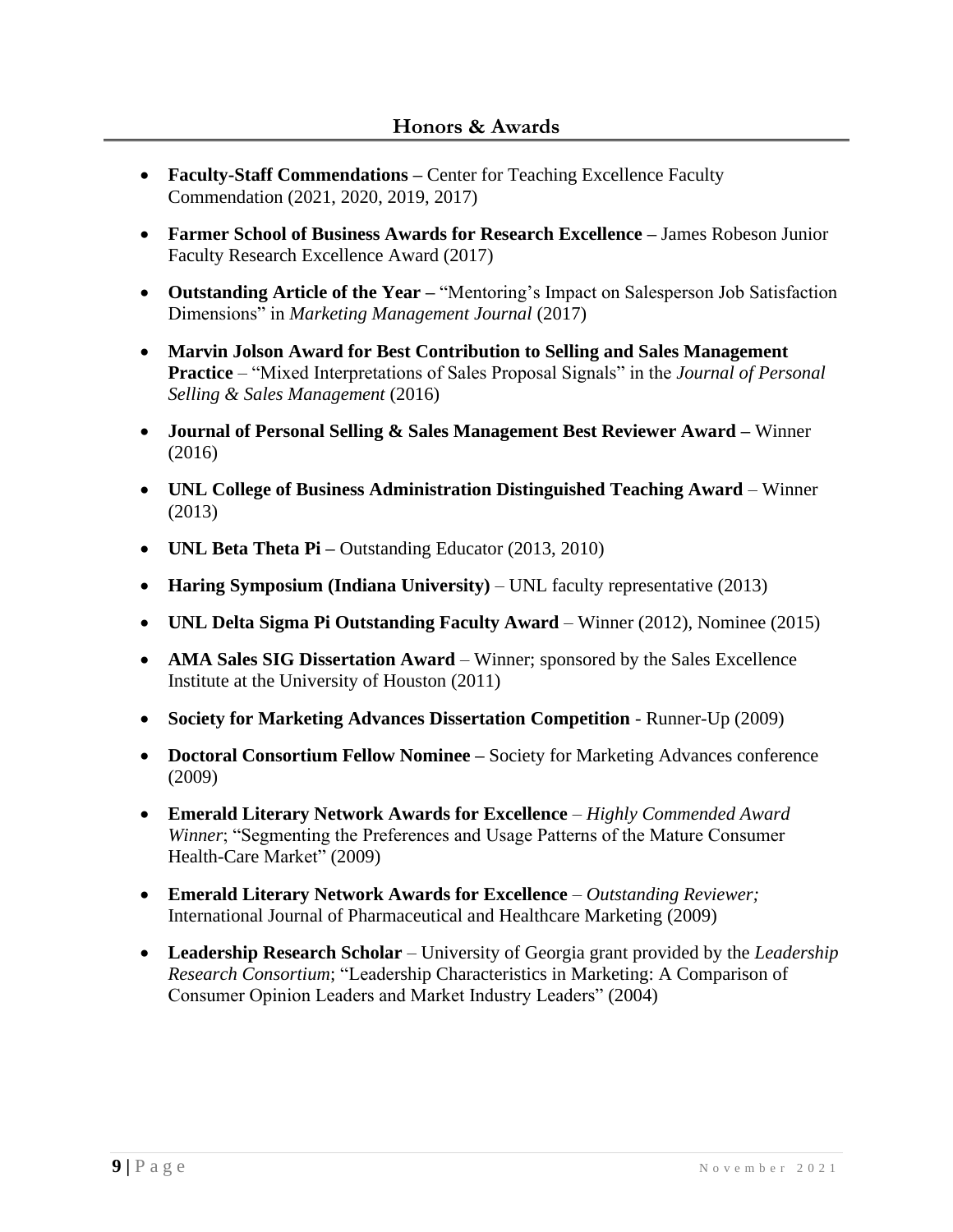## Honors & Awards

- **Faculty-Staff Commendations –** Center for Teaching Excellence Faculty Commendation (2021, 2020, 2019, 2017)
- **Farmer School of Business Awards for Research Excellence –** James Robeson Junior Faculty Research Excellence Award (2017)
- **Outstanding Article of the Year –** "Mentoring's Impact on Salesperson Job Satisfaction Dimensions" in *Marketing Management Journal* (2017)
- **Marvin Jolson Award for Best Contribution to Selling and Sales Management Practice** – "Mixed Interpretations of Sales Proposal Signals" in the *Journal of Personal Selling & Sales Management* (2016)
- **Journal of Personal Selling & Sales Management Best Reviewer Award –** Winner (2016)
- **UNL College of Business Administration Distinguished Teaching Award** – Winner (2013)
- **UNL Beta Theta Pi –** Outstanding Educator (2013, 2010)
- **Haring Symposium (Indiana University)** – UNL faculty representative (2013)
- **UNL Delta Sigma Pi Outstanding Faculty Award** – Winner (2012), Nominee (2015)
- **AMA Sales SIG Dissertation Award** – Winner; sponsored by the Sales Excellence Institute at the University of Houston (2011)
- **Society for Marketing Advances Dissertation Competition** - Runner-Up (2009)
- **Doctoral Consortium Fellow Nominee –** Society for Marketing Advances conference (2009)
- **Emerald Literary Network Awards for Excellence** – *Highly Commended Award Winner*; "Segmenting the Preferences and Usage Patterns of the Mature Consumer Health-Care Market" (2009)
- **Emerald Literary Network Awards for Excellence** – *Outstanding Reviewer;* International Journal of Pharmaceutical and Healthcare Marketing (2009)
- **Leadership Research Scholar** – University of Georgia grant provided by the *Leadership Research Consortium*; "Leadership Characteristics in Marketing: A Comparison of Consumer Opinion Leaders and Market Industry Leaders" (2004)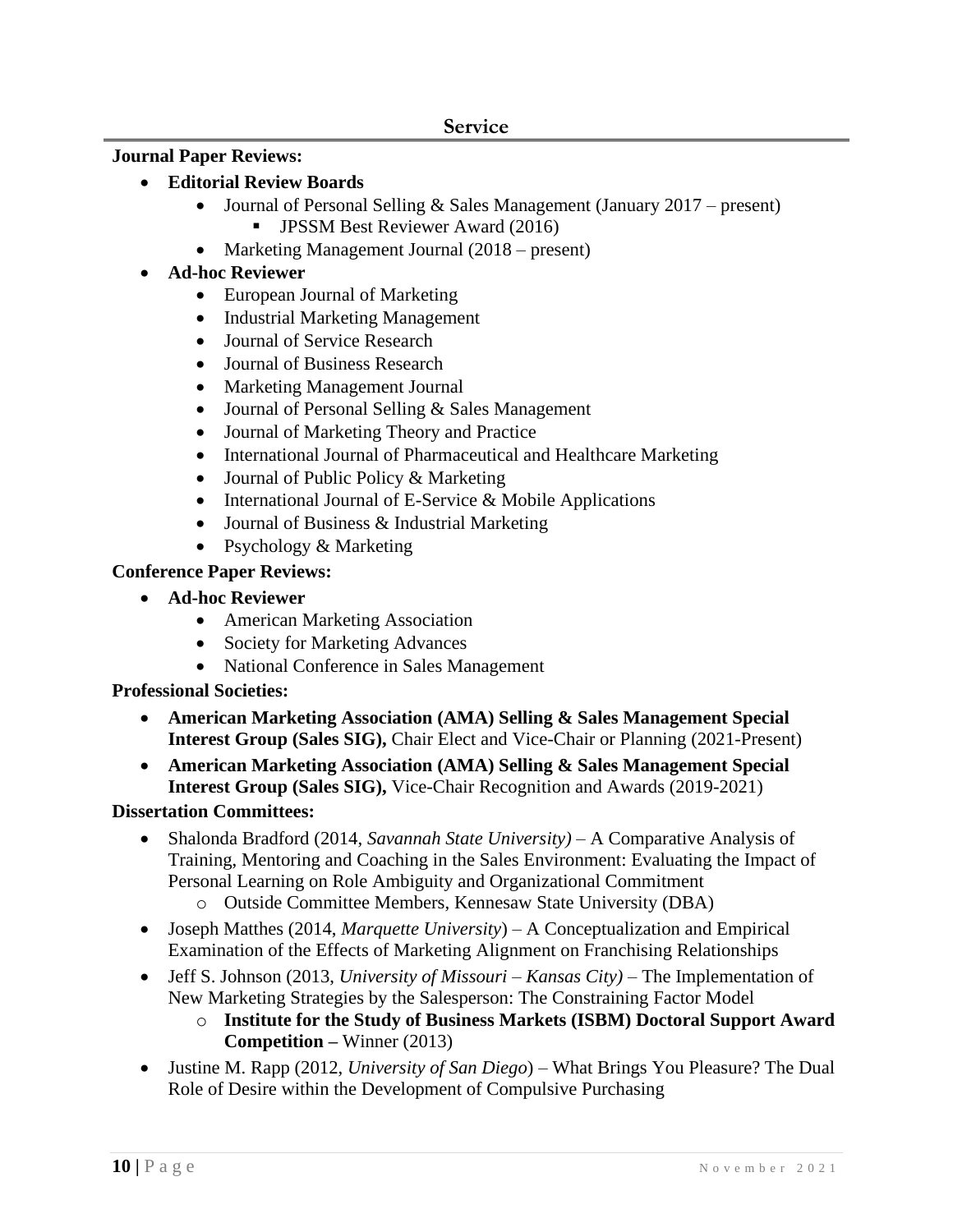## Service

**Journal Paper Reviews:**

- **Editorial Review Boards**
  - Journal of Personal Selling & Sales Management (January 2017 – present)
    - JPSSM Best Reviewer Award (2016)
  - Marketing Management Journal (2018 – present)
- **Ad-hoc Reviewer**
  - European Journal of Marketing
  - Industrial Marketing Management
  - Journal of Service Research
  - Journal of Business Research
  - Marketing Management Journal
  - Journal of Personal Selling & Sales Management
  - Journal of Marketing Theory and Practice
  - International Journal of Pharmaceutical and Healthcare Marketing
  - Journal of Public Policy & Marketing
  - International Journal of E-Service & Mobile Applications
  - Journal of Business & Industrial Marketing
  - Psychology & Marketing

**Conference Paper Reviews:**

- **Ad-hoc Reviewer**
  - American Marketing Association
  - Society for Marketing Advances
  - National Conference in Sales Management

**Professional Societies:**

- **American Marketing Association (AMA) Selling & Sales Management Special Interest Group (Sales SIG),** Chair Elect and Vice-Chair or Planning (2021-Present)
- **American Marketing Association (AMA) Selling & Sales Management Special Interest Group (Sales SIG),** Vice-Chair Recognition and Awards (2019-2021)

**Dissertation Committees:**

- Shalonda Bradford (2014, *Savannah State University)* – A Comparative Analysis of Training, Mentoring and Coaching in the Sales Environment: Evaluating the Impact of Personal Learning on Role Ambiguity and Organizational Commitment
  - Outside Committee Members, Kennesaw State University (DBA)
- Joseph Matthes (2014, *Marquette University*) – A Conceptualization and Empirical Examination of the Effects of Marketing Alignment on Franchising Relationships
- Jeff S. Johnson (2013, *University of Missouri – Kansas City)* – The Implementation of New Marketing Strategies by the Salesperson: The Constraining Factor Model
  - **Institute for the Study of Business Markets (ISBM) Doctoral Support Award Competition –** Winner (2013)
- Justine M. Rapp (2012, *University of San Diego*) – What Brings You Pleasure? The Dual Role of Desire within the Development of Compulsive Purchasing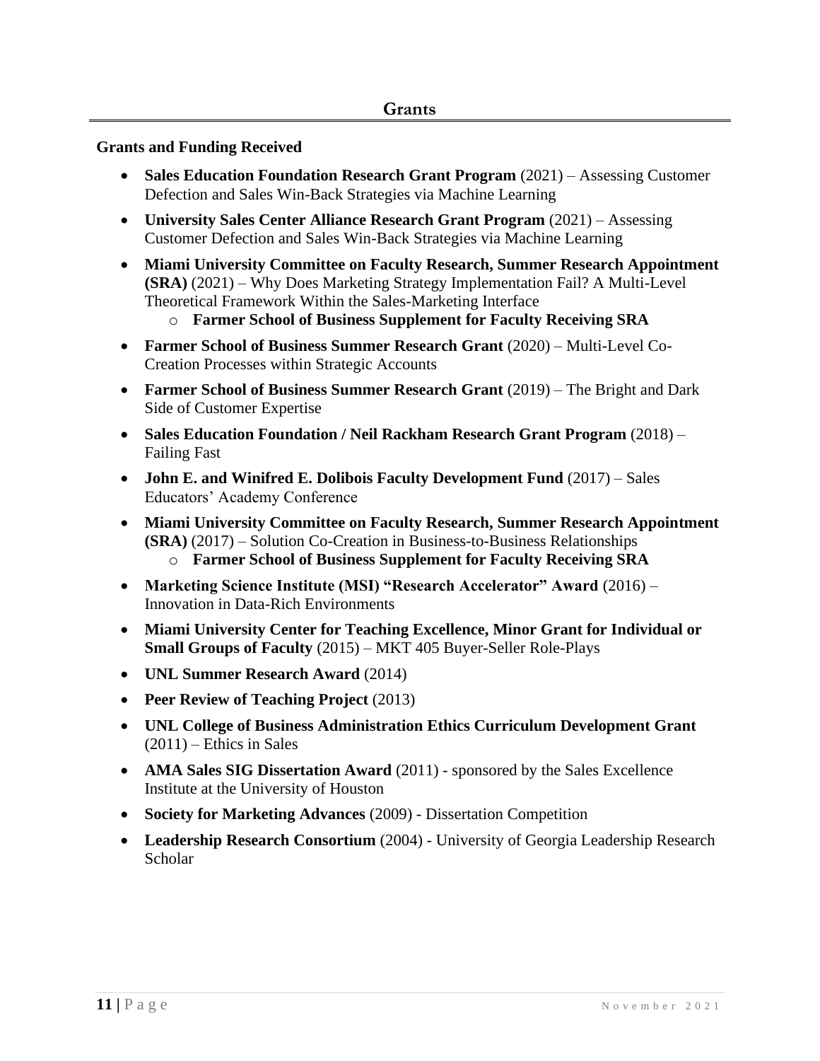## Grants

**Grants and Funding Received**

- **Sales Education Foundation Research Grant Program** (2021) – Assessing Customer Defection and Sales Win-Back Strategies via Machine Learning
- **University Sales Center Alliance Research Grant Program** (2021) – Assessing Customer Defection and Sales Win-Back Strategies via Machine Learning
- **Miami University Committee on Faculty Research, Summer Research Appointment (SRA)** (2021) – Why Does Marketing Strategy Implementation Fail? A Multi-Level Theoretical Framework Within the Sales-Marketing Interface
    - **Farmer School of Business Supplement for Faculty Receiving SRA**
- **Farmer School of Business Summer Research Grant** (2020) – Multi-Level Co-Creation Processes within Strategic Accounts
- **Farmer School of Business Summer Research Grant** (2019) – The Bright and Dark Side of Customer Expertise
- **Sales Education Foundation / Neil Rackham Research Grant Program** (2018) – Failing Fast
- **John E. and Winifred E. Dolibois Faculty Development Fund** (2017) – Sales Educators' Academy Conference
- **Miami University Committee on Faculty Research, Summer Research Appointment (SRA)** (2017) – Solution Co-Creation in Business-to-Business Relationships
    - **Farmer School of Business Supplement for Faculty Receiving SRA**
- **Marketing Science Institute (MSI) "Research Accelerator" Award** (2016) – Innovation in Data-Rich Environments
- **Miami University Center for Teaching Excellence, Minor Grant for Individual or Small Groups of Faculty** (2015) – MKT 405 Buyer-Seller Role-Plays
- **UNL Summer Research Award** (2014)
- **Peer Review of Teaching Project** (2013)
- **UNL College of Business Administration Ethics Curriculum Development Grant** (2011) – Ethics in Sales
- **AMA Sales SIG Dissertation Award** (2011) - sponsored by the Sales Excellence Institute at the University of Houston
- **Society for Marketing Advances** (2009) - Dissertation Competition
- **Leadership Research Consortium** (2004) - University of Georgia Leadership Research Scholar